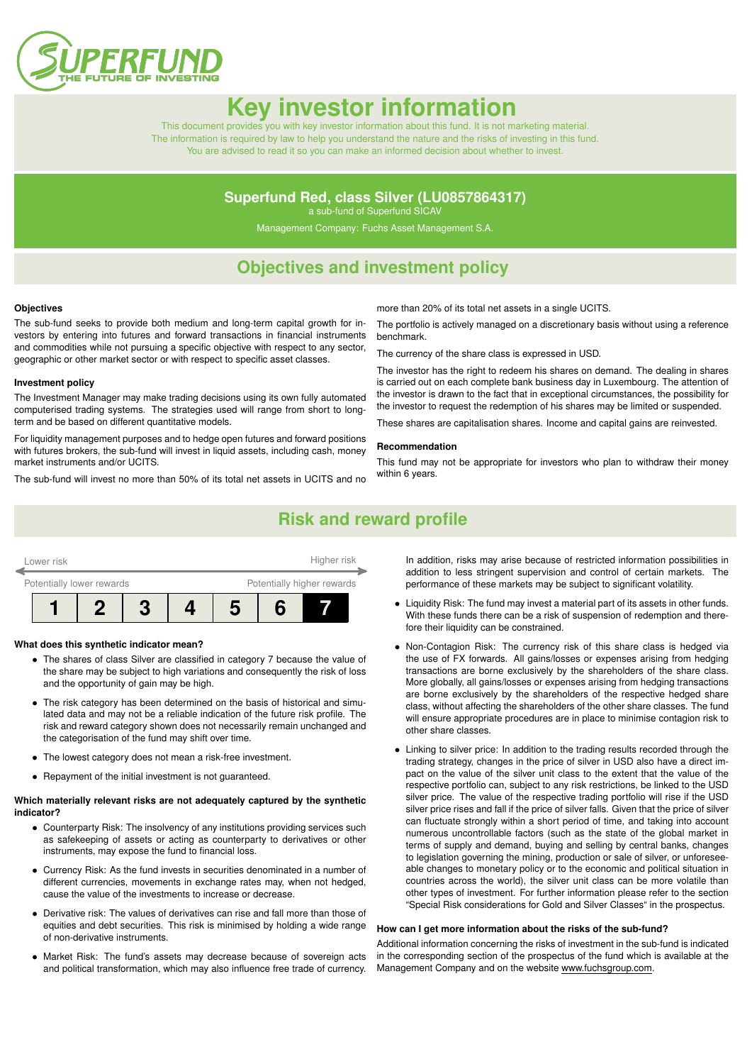# Key investor information

This document provides you with key investor information about this fund. It is not marketing material.
The information is required by law to help you understand the nature and the risks of investing in this fund.
You are advised to read it so you can make an informed decision about whether to invest.

## Superfund Red, class Silver (LU0857864317)

a sub-fund of Superfund SICAV

Management Company: Fuchs Asset Management S.A.

## Objectives and investment policy

**Objectives**

The sub-fund seeks to provide both medium and long-term capital growth for investors by entering into futures and forward transactions in financial instruments and commodities while not pursuing a specific objective with respect to any sector, geographic or other market sector or with respect to specific asset classes.

**Investment policy**

The Investment Manager may make trading decisions using its own fully automated computerised trading systems. The strategies used will range from short to long-term and be based on different quantitative models.

For liquidity management purposes and to hedge open futures and forward positions with futures brokers, the sub-fund will invest in liquid assets, including cash, money market instruments and/or UCITS.

The sub-fund will invest no more than 50% of its total net assets in UCITS and no more than 20% of its total net assets in a single UCITS.

The portfolio is actively managed on a discretionary basis without using a reference benchmark.

The currency of the share class is expressed in USD.

The investor has the right to redeem his shares on demand. The dealing in shares is carried out on each complete bank business day in Luxembourg. The attention of the investor is drawn to the fact that in exceptional circumstances, the possibility for the investor to request the redemption of his shares may be limited or suspended.

These shares are capitalisation shares. Income and capital gains are reinvested.

**Recommendation**

This fund may not be appropriate for investors who plan to withdraw their money within 6 years.

## Risk and reward profile

Lower risk — Higher risk

Potentially lower rewards — Potentially higher rewards

| 1 | 2 | 3 | 4 | 5 | 6 | **7** |
|---|---|---|---|---|---|---|

**What does this synthetic indicator mean?**

- The shares of class Silver are classified in category 7 because the value of the share may be subject to high variations and consequently the risk of loss and the opportunity of gain may be high.
- The risk category has been determined on the basis of historical and simulated data and may not be a reliable indication of the future risk profile. The risk and reward category shown does not necessarily remain unchanged and the categorisation of the fund may shift over time.
- The lowest category does not mean a risk-free investment.
- Repayment of the initial investment is not guaranteed.

**Which materially relevant risks are not adequately captured by the synthetic indicator?**

- Counterparty Risk: The insolvency of any institutions providing services such as safekeeping of assets or acting as counterparty to derivatives or other instruments, may expose the fund to financial loss.
- Currency Risk: As the fund invests in securities denominated in a number of different currencies, movements in exchange rates may, when not hedged, cause the value of the investments to increase or decrease.
- Derivative risk: The values of derivatives can rise and fall more than those of equities and debt securities. This risk is minimised by holding a wide range of non-derivative instruments.
- Market Risk: The fund's assets may decrease because of sovereign acts and political transformation, which may also influence free trade of currency. In addition, risks may arise because of restricted information possibilities in addition to less stringent supervision and control of certain markets. The performance of these markets may be subject to significant volatility.
- Liquidity Risk: The fund may invest a material part of its assets in other funds. With these funds there can be a risk of suspension of redemption and therefore their liquidity can be constrained.
- Non-Contagion Risk: The currency risk of this share class is hedged via the use of FX forwards. All gains/losses or expenses arising from hedging transactions are borne exclusively by the shareholders of the share class. More globally, all gains/losses or expenses arising from hedging transactions are borne exclusively by the shareholders of the respective hedged share class, without affecting the shareholders of the other share classes. The fund will ensure appropriate procedures are in place to minimise contagion risk to other share classes.
- Linking to silver price: In addition to the trading results recorded through the trading strategy, changes in the price of silver in USD also have a direct impact on the value of the silver unit class to the extent that the value of the respective portfolio can, subject to any risk restrictions, be linked to the USD silver price. The value of the respective trading portfolio will rise if the USD silver price rises and fall if the price of silver falls. Given that the price of silver can fluctuate strongly within a short period of time, and taking into account numerous uncontrollable factors (such as the state of the global market in terms of supply and demand, buying and selling by central banks, changes to legislation governing the mining, production or sale of silver, or unforeseeable changes to monetary policy or to the economic and political situation in countries across the world), the silver unit class can be more volatile than other types of investment. For further information please refer to the section "Special Risk considerations for Gold and Silver Classes" in the prospectus.

**How can I get more information about the risks of the sub-fund?**

Additional information concerning the risks of investment in the sub-fund is indicated in the corresponding section of the prospectus of the fund which is available at the Management Company and on the website www.fuchsgroup.com.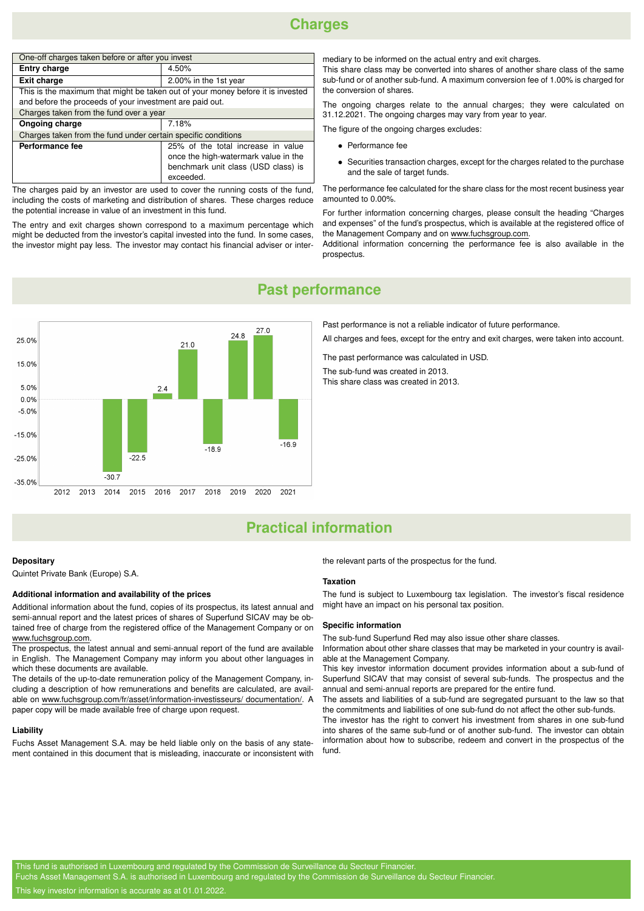## Charges

| | |
|---|---|
| One-off charges taken before or after you invest | |
| **Entry charge** | 4.50% |
| **Exit charge** | 2.00% in the 1st year |
| This is the maximum that might be taken out of your money before it is invested and before the proceeds of your investment are paid out. | |
| Charges taken from the fund over a year | |
| **Ongoing charge** | 7.18% |
| Charges taken from the fund under certain specific conditions | |
| **Performance fee** | 25% of the total increase in value once the high-watermark value in the benchmark unit class (USD class) is exceeded. |

The charges paid by an investor are used to cover the running costs of the fund, including the costs of marketing and distribution of shares. These charges reduce the potential increase in value of an investment in this fund.

The entry and exit charges shown correspond to a maximum percentage which might be deducted from the investor's capital invested into the fund. In some cases, the investor might pay less. The investor may contact his financial adviser or intermediary to be informed on the actual entry and exit charges.

This share class may be converted into shares of another share class of the same sub-fund or of another sub-fund. A maximum conversion fee of 1.00% is charged for the conversion of shares.

The ongoing charges relate to the annual charges; they were calculated on 31.12.2021. The ongoing charges may vary from year to year.

The figure of the ongoing charges excludes:

- Performance fee
- Securities transaction charges, except for the charges related to the purchase and the sale of target funds.

The performance fee calculated for the share class for the most recent business year amounted to 0.00%.

For further information concerning charges, please consult the heading "Charges and expenses" of the fund's prospectus, which is available at the registered office of the Management Company and on www.fuchsgroup.com.

Additional information concerning the performance fee is also available in the prospectus.

## Past performance

25.0%
15.0%
5.0%
0.0%
-5.0%
-15.0%
-25.0%
-35.0%

2012 2013 2014 2015 2016 2017 2018 2019 2020 2021

-30.7 -22.5 2.4 21.0 -18.9 24.8 27.0 -16.9

Past performance is not a reliable indicator of future performance.

All charges and fees, except for the entry and exit charges, were taken into account.

The past performance was calculated in USD.

The sub-fund was created in 2013.
This share class was created in 2013.

## Practical information

### Depositary

Quintet Private Bank (Europe) S.A.

### Additional information and availability of the prices

Additional information about the fund, copies of its prospectus, its latest annual and semi-annual report and the latest prices of shares of Superfund SICAV may be obtained free of charge from the registered office of the Management Company or on www.fuchsgroup.com.

The prospectus, the latest annual and semi-annual report of the fund are available in English. The Management Company may inform you about other languages in which these documents are available.

The details of the up-to-date remuneration policy of the Management Company, including a description of how remunerations and benefits are calculated, are available on www.fuchsgroup.com/fr/asset/information-investisseurs/ documentation/. A paper copy will be made available free of charge upon request.

### Liability

Fuchs Asset Management S.A. may be held liable only on the basis of any statement contained in this document that is misleading, inaccurate or inconsistent with the relevant parts of the prospectus for the fund.

### Taxation

The fund is subject to Luxembourg tax legislation. The investor's fiscal residence might have an impact on his personal tax position.

### Specific information

The sub-fund Superfund Red may also issue other share classes.

Information about other share classes that may be marketed in your country is available at the Management Company.

This key investor information document provides information about a sub-fund of Superfund SICAV that may consist of several sub-funds. The prospectus and the annual and semi-annual reports are prepared for the entire fund.

The assets and liabilities of a sub-fund are segregated pursuant to the law so that the commitments and liabilities of one sub-fund do not affect the other sub-funds.

The investor has the right to convert his investment from shares in one sub-fund into shares of the same sub-fund or of another sub-fund. The investor can obtain information about how to subscribe, redeem and convert in the prospectus of the fund.

This fund is authorised in Luxembourg and regulated by the Commission de Surveillance du Secteur Financier.
Fuchs Asset Management S.A. is authorised in Luxembourg and regulated by the Commission de Surveillance du Secteur Financier.

This key investor information is accurate as at 01.01.2022.